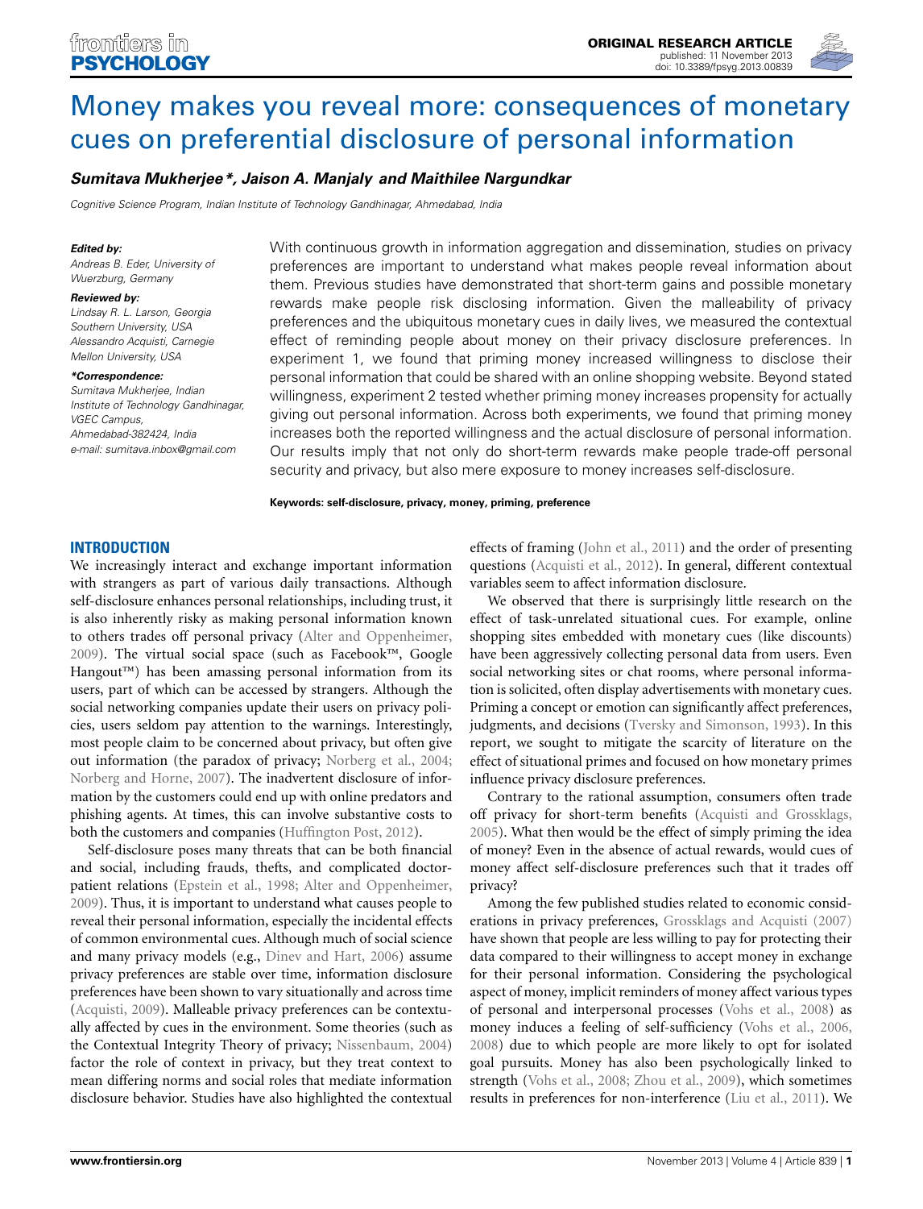# Money makes you reveal more: consequences of monetary cues on preferential disclosure of personal information

***Sumitava Mukherjee*\*, Jaison A. Manjaly and Maithilee Nargundkar***

*Cognitive Science Program, Indian Institute of Technology Gandhinagar, Ahmedabad, India*

***Edited by:***
*Andreas B. Eder, University of Wuerzburg, Germany*

***Reviewed by:***
*Lindsay R. L. Larson, Georgia Southern University, USA*
*Alessandro Acquisti, Carnegie Mellon University, USA*

***\*Correspondence:***
*Sumitava Mukherjee, Indian Institute of Technology Gandhinagar, VGEC Campus, Ahmedabad-382424, India*
*e-mail: sumitava.inbox@gmail.com*

With continuous growth in information aggregation and dissemination, studies on privacy preferences are important to understand what makes people reveal information about them. Previous studies have demonstrated that short-term gains and possible monetary rewards make people risk disclosing information. Given the malleability of privacy preferences and the ubiquitous monetary cues in daily lives, we measured the contextual effect of reminding people about money on their privacy disclosure preferences. In experiment 1, we found that priming money increased willingness to disclose their personal information that could be shared with an online shopping website. Beyond stated willingness, experiment 2 tested whether priming money increases propensity for actually giving out personal information. Across both experiments, we found that priming money increases both the reported willingness and the actual disclosure of personal information. Our results imply that not only do short-term rewards make people trade-off personal security and privacy, but also mere exposure to money increases self-disclosure.

**Keywords: self-disclosure, privacy, money, priming, preference**

## INTRODUCTION

We increasingly interact and exchange important information with strangers as part of various daily transactions. Although self-disclosure enhances personal relationships, including trust, it is also inherently risky as making personal information known to others trades off personal privacy (Alter and Oppenheimer, 2009). The virtual social space (such as Facebook™, Google Hangout™) has been amassing personal information from its users, part of which can be accessed by strangers. Although the social networking companies update their users on privacy policies, users seldom pay attention to the warnings. Interestingly, most people claim to be concerned about privacy, but often give out information (the paradox of privacy; Norberg et al., 2004; Norberg and Horne, 2007). The inadvertent disclosure of information by the customers could end up with online predators and phishing agents. At times, this can involve substantive costs to both the customers and companies (Huffington Post, 2012).

Self-disclosure poses many threats that can be both financial and social, including frauds, thefts, and complicated doctor-patient relations (Epstein et al., 1998; Alter and Oppenheimer, 2009). Thus, it is important to understand what causes people to reveal their personal information, especially the incidental effects of common environmental cues. Although much of social science and many privacy models (e.g., Dinev and Hart, 2006) assume privacy preferences are stable over time, information disclosure preferences have been shown to vary situationally and across time (Acquisti, 2009). Malleable privacy preferences can be contextually affected by cues in the environment. Some theories (such as the Contextual Integrity Theory of privacy; Nissenbaum, 2004) factor the role of context in privacy, but they treat context to mean differing norms and social roles that mediate information disclosure behavior. Studies have also highlighted the contextual effects of framing (John et al., 2011) and the order of presenting questions (Acquisti et al., 2012). In general, different contextual variables seem to affect information disclosure.

We observed that there is surprisingly little research on the effect of task-unrelated situational cues. For example, online shopping sites embedded with monetary cues (like discounts) have been aggressively collecting personal data from users. Even social networking sites or chat rooms, where personal information is solicited, often display advertisements with monetary cues. Priming a concept or emotion can significantly affect preferences, judgments, and decisions (Tversky and Simonson, 1993). In this report, we sought to mitigate the scarcity of literature on the effect of situational primes and focused on how monetary primes influence privacy disclosure preferences.

Contrary to the rational assumption, consumers often trade off privacy for short-term benefits (Acquisti and Grossklags, 2005). What then would be the effect of simply priming the idea of money? Even in the absence of actual rewards, would cues of money affect self-disclosure preferences such that it trades off privacy?

Among the few published studies related to economic considerations in privacy preferences, Grossklags and Acquisti (2007) have shown that people are less willing to pay for protecting their data compared to their willingness to accept money in exchange for their personal information. Considering the psychological aspect of money, implicit reminders of money affect various types of personal and interpersonal processes (Vohs et al., 2008) as money induces a feeling of self-sufficiency (Vohs et al., 2006, 2008) due to which people are more likely to opt for isolated goal pursuits. Money has also been psychologically linked to strength (Vohs et al., 2008; Zhou et al., 2009), which sometimes results in preferences for non-interference (Liu et al., 2011). We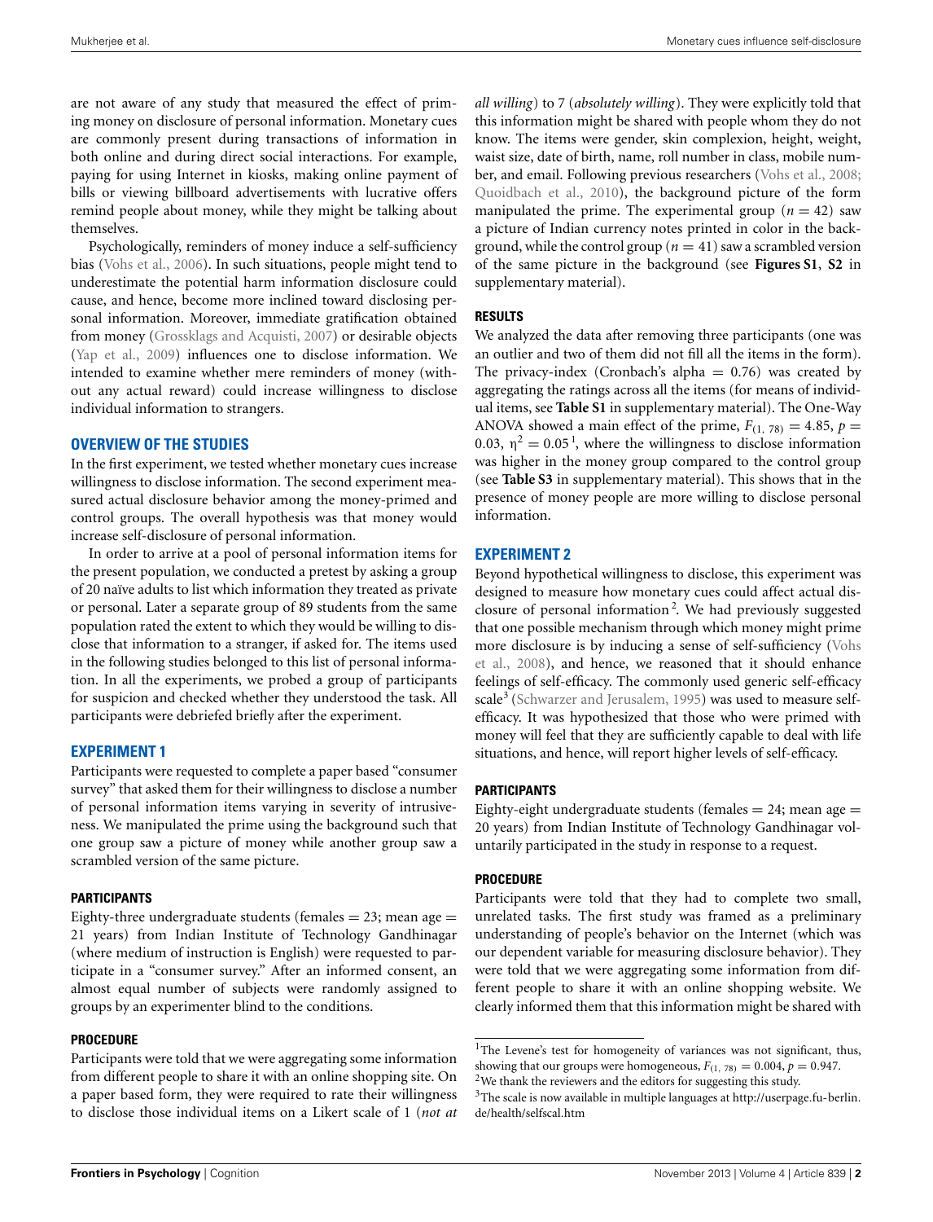are not aware of any study that measured the effect of priming money on disclosure of personal information. Monetary cues are commonly present during transactions of information in both online and during direct social interactions. For example, paying for using Internet in kiosks, making online payment of bills or viewing billboard advertisements with lucrative offers remind people about money, while they might be talking about themselves.

Psychologically, reminders of money induce a self-sufficiency bias (Vohs et al., 2006). In such situations, people might tend to underestimate the potential harm information disclosure could cause, and hence, become more inclined toward disclosing personal information. Moreover, immediate gratification obtained from money (Grossklags and Acquisti, 2007) or desirable objects (Yap et al., 2009) influences one to disclose information. We intended to examine whether mere reminders of money (without any actual reward) could increase willingness to disclose individual information to strangers.

## OVERVIEW OF THE STUDIES

In the first experiment, we tested whether monetary cues increase willingness to disclose information. The second experiment measured actual disclosure behavior among the money-primed and control groups. The overall hypothesis was that money would increase self-disclosure of personal information.

In order to arrive at a pool of personal information items for the present population, we conducted a pretest by asking a group of 20 naïve adults to list which information they treated as private or personal. Later a separate group of 89 students from the same population rated the extent to which they would be willing to disclose that information to a stranger, if asked for. The items used in the following studies belonged to this list of personal information. In all the experiments, we probed a group of participants for suspicion and checked whether they understood the task. All participants were debriefed briefly after the experiment.

## EXPERIMENT 1

Participants were requested to complete a paper based "consumer survey" that asked them for their willingness to disclose a number of personal information items varying in severity of intrusiveness. We manipulated the prime using the background such that one group saw a picture of money while another group saw a scrambled version of the same picture.

### PARTICIPANTS

Eighty-three undergraduate students (females = 23; mean age = 21 years) from Indian Institute of Technology Gandhinagar (where medium of instruction is English) were requested to participate in a "consumer survey." After an informed consent, an almost equal number of subjects were randomly assigned to groups by an experimenter blind to the conditions.

### PROCEDURE

Participants were told that we were aggregating some information from different people to share it with an online shopping site. On a paper based form, they were required to rate their willingness to disclose those individual items on a Likert scale of 1 (*not at all willing*) to 7 (*absolutely willing*). They were explicitly told that this information might be shared with people whom they do not know. The items were gender, skin complexion, height, weight, waist size, date of birth, name, roll number in class, mobile number, and email. Following previous researchers (Vohs et al., 2008; Quoidbach et al., 2010), the background picture of the form manipulated the prime. The experimental group ($n = 42$) saw a picture of Indian currency notes printed in color in the background, while the control group ($n = 41$) saw a scrambled version of the same picture in the background (see **Figures S1**, **S2** in supplementary material).

### RESULTS

We analyzed the data after removing three participants (one was an outlier and two of them did not fill all the items in the form). The privacy-index (Cronbach's alpha = 0.76) was created by aggregating the ratings across all the items (for means of individual items, see **Table S1** in supplementary material). The One-Way ANOVA showed a main effect of the prime, $F_{(1, 78)} = 4.85$, $p = 0.03$, $\eta^2 = 0.05$[1], where the willingness to disclose information was higher in the money group compared to the control group (see **Table S3** in supplementary material). This shows that in the presence of money people are more willing to disclose personal information.

## EXPERIMENT 2

Beyond hypothetical willingness to disclose, this experiment was designed to measure how monetary cues could affect actual disclosure of personal information[2]. We had previously suggested that one possible mechanism through which money might prime more disclosure is by inducing a sense of self-sufficiency (Vohs et al., 2008), and hence, we reasoned that it should enhance feelings of self-efficacy. The commonly used generic self-efficacy scale[3] (Schwarzer and Jerusalem, 1995) was used to measure self-efficacy. It was hypothesized that those who were primed with money will feel that they are sufficiently capable to deal with life situations, and hence, will report higher levels of self-efficacy.

### PARTICIPANTS

Eighty-eight undergraduate students (females = 24; mean age = 20 years) from Indian Institute of Technology Gandhinagar voluntarily participated in the study in response to a request.

### PROCEDURE

Participants were told that they had to complete two small, unrelated tasks. The first study was framed as a preliminary understanding of people's behavior on the Internet (which was our dependent variable for measuring disclosure behavior). They were told that we were aggregating some information from different people to share it with an online shopping website. We clearly informed them that this information might be shared with

---

[1]The Levene's test for homogeneity of variances was not significant, thus, showing that our groups were homogeneous, $F_{(1, 78)} = 0.004$, $p = 0.947$.

[2]We thank the reviewers and the editors for suggesting this study.

[3]The scale is now available in multiple languages at http://userpage.fu-berlin.de/health/selfscal.htm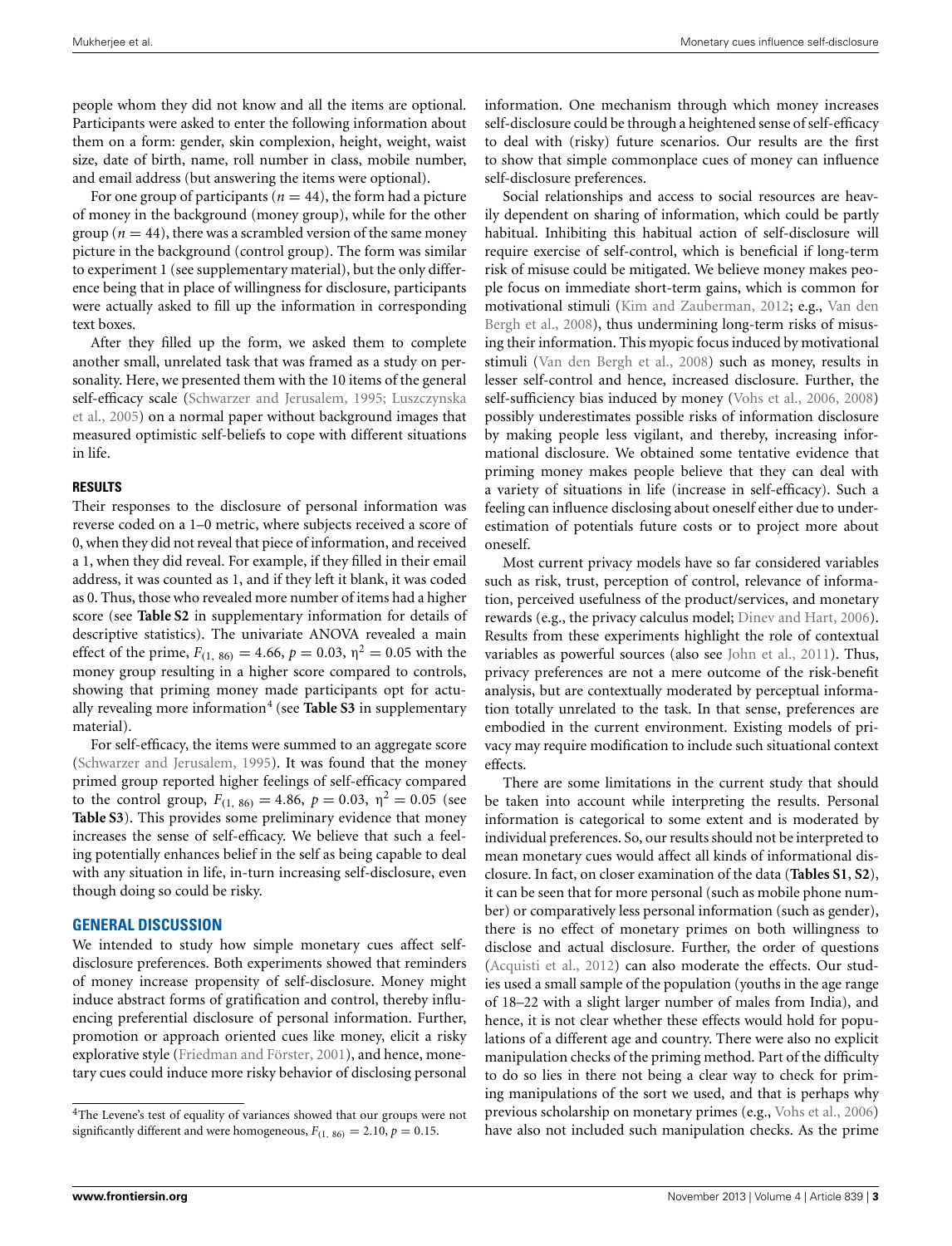people whom they did not know and all the items are optional. Participants were asked to enter the following information about them on a form: gender, skin complexion, height, weight, waist size, date of birth, name, roll number in class, mobile number, and email address (but answering the items were optional).

For one group of participants ($n = 44$), the form had a picture of money in the background (money group), while for the other group ($n = 44$), there was a scrambled version of the same money picture in the background (control group). The form was similar to experiment 1 (see supplementary material), but the only difference being that in place of willingness for disclosure, participants were actually asked to fill up the information in corresponding text boxes.

After they filled up the form, we asked them to complete another small, unrelated task that was framed as a study on personality. Here, we presented them with the 10 items of the general self-efficacy scale (Schwarzer and Jerusalem, 1995; Luszczynska et al., 2005) on a normal paper without background images that measured optimistic self-beliefs to cope with different situations in life.

### RESULTS

Their responses to the disclosure of personal information was reverse coded on a 1–0 metric, where subjects received a score of 0, when they did not reveal that piece of information, and received a 1, when they did reveal. For example, if they filled in their email address, it was counted as 1, and if they left it blank, it was coded as 0. Thus, those who revealed more number of items had a higher score (see **Table S2** in supplementary information for details of descriptive statistics). The univariate ANOVA revealed a main effect of the prime, $F_{(1, 86)} = 4.66$, $p = 0.03$, $\eta^2 = 0.05$ with the money group resulting in a higher score compared to controls, showing that priming money made participants opt for actually revealing more information[4] (see **Table S3** in supplementary material).

For self-efficacy, the items were summed to an aggregate score (Schwarzer and Jerusalem, 1995). It was found that the money primed group reported higher feelings of self-efficacy compared to the control group, $F_{(1, 86)} = 4.86$, $p = 0.03$, $\eta^2 = 0.05$ (see **Table S3**). This provides some preliminary evidence that money increases the sense of self-efficacy. We believe that such a feeling potentially enhances belief in the self as being capable to deal with any situation in life, in-turn increasing self-disclosure, even though doing so could be risky.

## GENERAL DISCUSSION

We intended to study how simple monetary cues affect self-disclosure preferences. Both experiments showed that reminders of money increase propensity of self-disclosure. Money might induce abstract forms of gratification and control, thereby influencing preferential disclosure of personal information. Further, promotion or approach oriented cues like money, elicit a risky explorative style (Friedman and Förster, 2001), and hence, monetary cues could induce more risky behavior of disclosing personal information. One mechanism through which money increases self-disclosure could be through a heightened sense of self-efficacy to deal with (risky) future scenarios. Our results are the first to show that simple commonplace cues of money can influence self-disclosure preferences.

Social relationships and access to social resources are heavily dependent on sharing of information, which could be partly habitual. Inhibiting this habitual action of self-disclosure will require exercise of self-control, which is beneficial if long-term risk of misuse could be mitigated. We believe money makes people focus on immediate short-term gains, which is common for motivational stimuli (Kim and Zauberman, 2012; e.g., Van den Bergh et al., 2008), thus undermining long-term risks of misusing their information. This myopic focus induced by motivational stimuli (Van den Bergh et al., 2008) such as money, results in lesser self-control and hence, increased disclosure. Further, the self-sufficiency bias induced by money (Vohs et al., 2006, 2008) possibly underestimates possible risks of information disclosure by making people less vigilant, and thereby, increasing informational disclosure. We obtained some tentative evidence that priming money makes people believe that they can deal with a variety of situations in life (increase in self-efficacy). Such a feeling can influence disclosing about oneself either due to underestimation of potentials future costs or to project more about oneself.

Most current privacy models have so far considered variables such as risk, trust, perception of control, relevance of information, perceived usefulness of the product/services, and monetary rewards (e.g., the privacy calculus model; Dinev and Hart, 2006). Results from these experiments highlight the role of contextual variables as powerful sources (also see John et al., 2011). Thus, privacy preferences are not a mere outcome of the risk-benefit analysis, but are contextually moderated by perceptual information totally unrelated to the task. In that sense, preferences are embodied in the current environment. Existing models of privacy may require modification to include such situational context effects.

There are some limitations in the current study that should be taken into account while interpreting the results. Personal information is categorical to some extent and is moderated by individual preferences. So, our results should not be interpreted to mean monetary cues would affect all kinds of informational disclosure. In fact, on closer examination of the data (**Tables S1**, **S2**), it can be seen that for more personal (such as mobile phone number) or comparatively less personal information (such as gender), there is no effect of monetary primes on both willingness to disclose and actual disclosure. Further, the order of questions (Acquisti et al., 2012) can also moderate the effects. Our studies used a small sample of the population (youths in the age range of 18–22 with a slight larger number of males from India), and hence, it is not clear whether these effects would hold for populations of a different age and country. There were also no explicit manipulation checks of the priming method. Part of the difficulty to do so lies in there not being a clear way to check for priming manipulations of the sort we used, and that is perhaps why previous scholarship on monetary primes (e.g., Vohs et al., 2006) have also not included such manipulation checks. As the prime

[4]The Levene's test of equality of variances showed that our groups were not significantly different and were homogeneous, $F_{(1, 86)} = 2.10$, $p = 0.15$.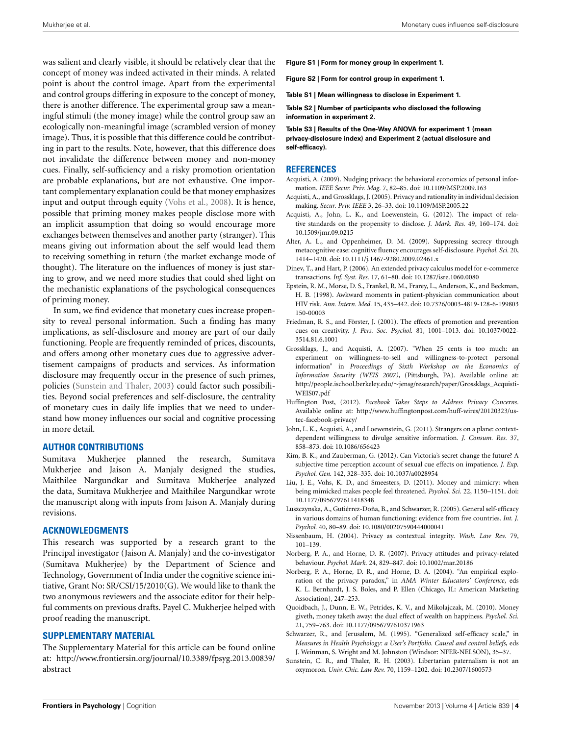was salient and clearly visible, it should be relatively clear that the concept of money was indeed activated in their minds. A related point is about the control image. Apart from the experimental and control groups differing in exposure to the concept of money, there is another difference. The experimental group saw a meaningful stimuli (the money image) while the control group saw an ecologically non-meaningful image (scrambled version of money image). Thus, it is possible that this difference could be contributing in part to the results. Note, however, that this difference does not invalidate the difference between money and non-money cues. Finally, self-sufficiency and a risky promotion orientation are probable explanations, but are not exhaustive. One important complementary explanation could be that money emphasizes input and output through equity (Vohs et al., 2008). It is hence, possible that priming money makes people disclose more with an implicit assumption that doing so would encourage more exchanges between themselves and another party (stranger). This means giving out information about the self would lead them to receiving something in return (the market exchange mode of thought). The literature on the influences of money is just staring to grow, and we need more studies that could shed light on the mechanistic explanations of the psychological consequences of priming money.

In sum, we find evidence that monetary cues increase propensity to reveal personal information. Such a finding has many implications, as self-disclosure and money are part of our daily functioning. People are frequently reminded of prices, discounts, and offers among other monetary cues due to aggressive advertisement campaigns of products and services. As information disclosure may frequently occur in the presence of such primes, policies (Sunstein and Thaler, 2003) could factor such possibilities. Beyond social preferences and self-disclosure, the centrality of monetary cues in daily life implies that we need to understand how money influences our social and cognitive processing in more detail.

## AUTHOR CONTRIBUTIONS

Sumitava Mukherjee planned the research, Sumitava Mukherjee and Jaison A. Manjaly designed the studies, Maithilee Nargundkar and Sumitava Mukherjee analyzed the data, Sumitava Mukherjee and Maithilee Nargundkar wrote the manuscript along with inputs from Jaison A. Manjaly during revisions.

## ACKNOWLEDGMENTS

This research was supported by a research grant to the Principal investigator (Jaison A. Manjaly) and the co-investigator (Sumitava Mukherjee) by the Department of Science and Technology, Government of India under the cognitive science initiative, Grant No: SR/CSI/15/2010(G). We would like to thank the two anonymous reviewers and the associate editor for their helpful comments on previous drafts. Payel C. Mukherjee helped with proof reading the manuscript.

## SUPPLEMENTARY MATERIAL

The Supplementary Material for this article can be found online at: http://www.frontiersin.org/journal/10.3389/fpsyg.2013.00839/abstract

**Figure S1 | Form for money group in experiment 1.**

**Figure S2 | Form for control group in experiment 1.**

**Table S1 | Mean willingness to disclose in Experiment 1.**

**Table S2 | Number of participants who disclosed the following information in experiment 2.**

**Table S3 | Results of the One-Way ANOVA for experiment 1 (mean privacy-disclosure index) and Experiment 2 (actual disclosure and self-efficacy).**

## REFERENCES

Acquisti, A. (2009). Nudging privacy: the behavioral economics of personal information. *IEEE Secur. Priv. Mag.* 7, 82–85. doi: 10.1109/MSP.2009.163

Acquisti, A., and Grossklags, J. (2005). Privacy and rationality in individual decision making. *Secur. Priv. IEEE* 3, 26–33. doi: 10.1109/MSP.2005.22

Acquisti, A., John, L. K., and Loewenstein, G. (2012). The impact of relative standards on the propensity to disclose. *J. Mark. Res.* 49, 160–174. doi: 10.1509/jmr.09.0215

Alter, A. L., and Oppenheimer, D. M. (2009). Suppressing secrecy through metacognitive ease: cognitive fluency encourages self-disclosure. *Psychol. Sci.* 20, 1414–1420. doi: 10.1111/j.1467-9280.2009.02461.x

Dinev, T., and Hart, P. (2006). An extended privacy calculus model for e-commerce transactions. *Inf. Syst. Res.* 17, 61–80. doi: 10.1287/isre.1060.0080

Epstein, R. M., Morse, D. S., Frankel, R. M., Frarey, L., Anderson, K., and Beckman, H. B. (1998). Awkward moments in patient-physician communication about HIV risk. *Ann. Intern. Med.* 15, 435–442. doi: 10.7326/0003-4819-128-6-199803150-00003

Friedman, R. S., and Förster, J. (2001). The effects of promotion and prevention cues on creativity. *J. Pers. Soc. Psychol.* 81, 1001–1013. doi: 10.1037/0022-3514.81.6.1001

Grossklags, J., and Acquisti, A. (2007). "When 25 cents is too much: an experiment on willingness-to-sell and willingness-to-protect personal information" in *Proceedings of Sixth Workshop on the Economics of Information Security (WEIS 2007)*, (Pittsburgh, PA). Available online at: http://people.ischool.berkeley.edu/~jensg/research/paper/Grossklags_Acquisti-WEIS07.pdf

Huffington Post, (2012). *Facebook Takes Steps to Address Privacy Concerns*. Available online at: http://www.huffingtonpost.com/huff-wires/20120323/us-tec-facebook-privacy/

John, L. K., Acquisti, A., and Loewenstein, G. (2011). Strangers on a plane: context-dependent willingness to divulge sensitive information. *J. Consum. Res.* 37, 858–873. doi: 10.1086/656423

Kim, B. K., and Zauberman, G. (2012). Can Victoria's secret change the future? A subjective time perception account of sexual cue effects on impatience. *J. Exp. Psychol. Gen.* 142, 328–335. doi: 10.1037/a0028954

Liu, J. E., Vohs, K. D., and Smeesters, D. (2011). Money and mimicry: when being mimicked makes people feel threatened. *Psychol. Sci.* 22, 1150–1151. doi: 10.1177/0956797611418348

Luszczynska, A., Gutiérrez-Doña, B., and Schwarzer, R. (2005). General self-efficacy in various domains of human functioning: evidence from five countries. *Int. J. Psychol.* 40, 80–89. doi: 10.1080/00207590444000041

Nissenbaum, H. (2004). Privacy as contextual integrity. *Wash. Law Rev.* 79, 101–139.

Norberg, P. A., and Horne, D. R. (2007). Privacy attitudes and privacy-related behaviour. *Psychol. Mark.* 24, 829–847. doi: 10.1002/mar.20186

Norberg, P. A., Horne, D. R., and Horne, D. A. (2004). "An empirical exploration of the privacy paradox," in *AMA Winter Educators' Conference*, eds K. L. Bernhardt, J. S. Boles, and P. Ellen (Chicago, IL: American Marketing Association), 247–253.

Quoidbach, J., Dunn, E. W., Petrides, K. V., and Mikolajczak, M. (2010). Money giveth, money taketh away: the dual effect of wealth on happiness. *Psychol. Sci.* 21, 759–763. doi: 10.1177/0956797610371963

Schwarzer, R., and Jerusalem, M. (1995). "Generalized self-efficacy scale," in *Measures in Health Psychology: a User's Portfolio. Causal and control beliefs*, eds J. Weinman, S. Wright and M. Johnston (Windsor: NFER-NELSON), 35–37.

Sunstein, C. R., and Thaler, R. H. (2003). Libertarian paternalism is not an oxymoron. *Univ. Chic. Law Rev.* 70, 1159–1202. doi: 10.2307/1600573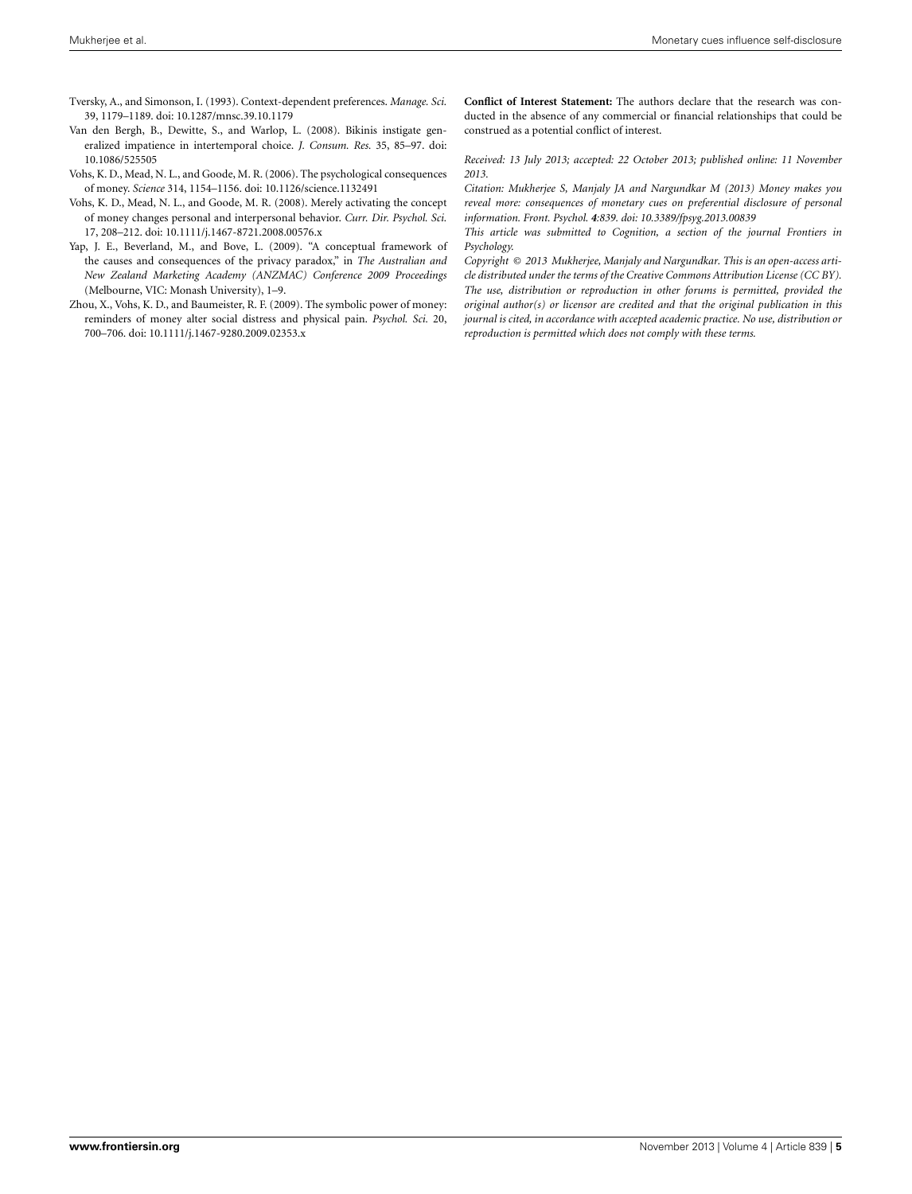Tversky, A., and Simonson, I. (1993). Context-dependent preferences. *Manage. Sci.* 39, 1179–1189. doi: 10.1287/mnsc.39.10.1179

Van den Bergh, B., Dewitte, S., and Warlop, L. (2008). Bikinis instigate generalized impatience in intertemporal choice. *J. Consum. Res.* 35, 85–97. doi: 10.1086/525505

Vohs, K. D., Mead, N. L., and Goode, M. R. (2006). The psychological consequences of money. *Science* 314, 1154–1156. doi: 10.1126/science.1132491

Vohs, K. D., Mead, N. L., and Goode, M. R. (2008). Merely activating the concept of money changes personal and interpersonal behavior. *Curr. Dir. Psychol. Sci.* 17, 208–212. doi: 10.1111/j.1467-8721.2008.00576.x

Yap, J. E., Beverland, M., and Bove, L. (2009). "A conceptual framework of the causes and consequences of the privacy paradox," in *The Australian and New Zealand Marketing Academy (ANZMAC) Conference 2009 Proceedings* (Melbourne, VIC: Monash University), 1–9.

Zhou, X., Vohs, K. D., and Baumeister, R. F. (2009). The symbolic power of money: reminders of money alter social distress and physical pain. *Psychol. Sci.* 20, 700–706. doi: 10.1111/j.1467-9280.2009.02353.x

**Conflict of Interest Statement:** The authors declare that the research was conducted in the absence of any commercial or financial relationships that could be construed as a potential conflict of interest.

*Received: 13 July 2013; accepted: 22 October 2013; published online: 11 November 2013.*

*Citation: Mukherjee S, Manjaly JA and Nargundkar M (2013) Money makes you reveal more: consequences of monetary cues on preferential disclosure of personal information. Front. Psychol. **4**:839. doi: 10.3389/fpsyg.2013.00839*

*This article was submitted to Cognition, a section of the journal Frontiers in Psychology.*

*Copyright © 2013 Mukherjee, Manjaly and Nargundkar. This is an open-access article distributed under the terms of the Creative Commons Attribution License (CC BY). The use, distribution or reproduction in other forums is permitted, provided the original author(s) or licensor are credited and that the original publication in this journal is cited, in accordance with accepted academic practice. No use, distribution or reproduction is permitted which does not comply with these terms.*